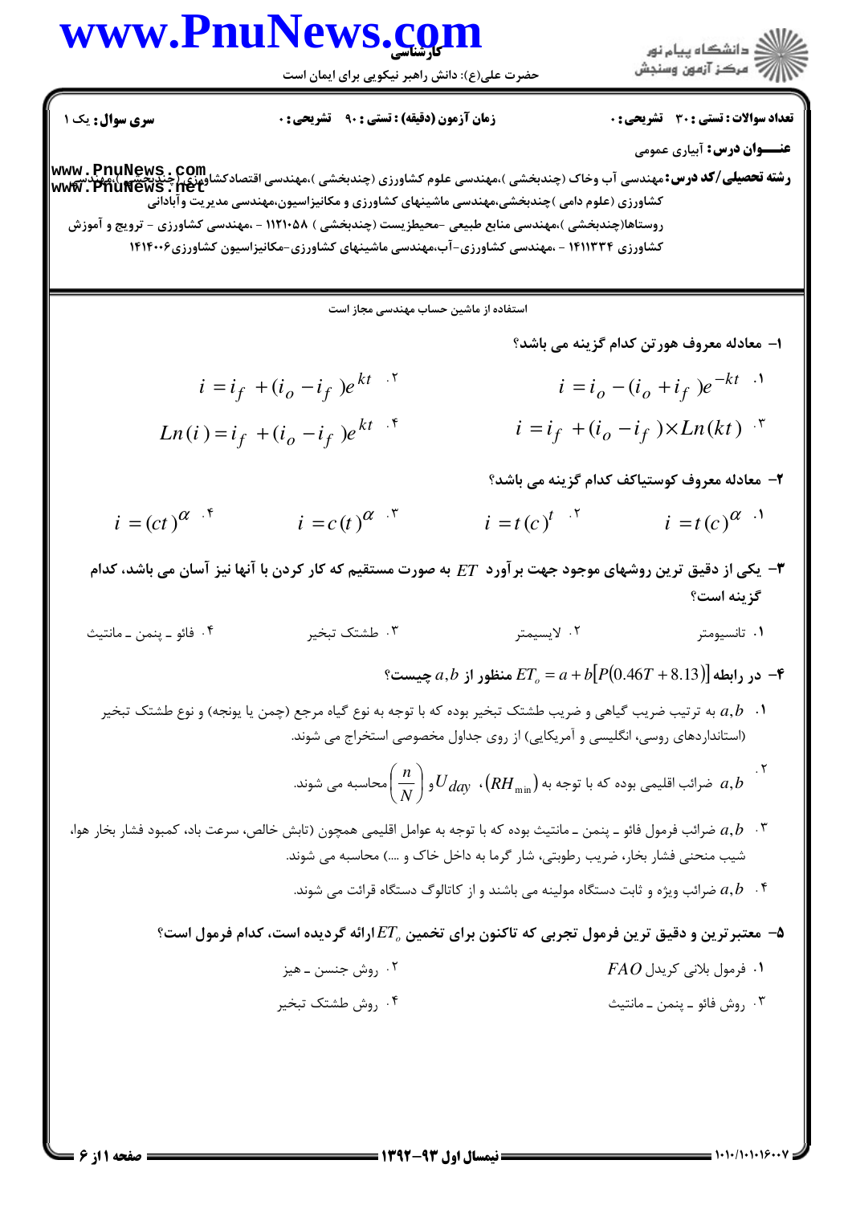**تعداد سوالات : تستی : ۳۰ تشریحی : ۰** | **زمان آزمون (دقیقه) : تستی : ۹۰ تشریحی : ۰** | **سری سوال : یک ۱**

**عنـــوان درس :** آبیاری عمومی

**رشته تحصیلی/کد درس :** مهندسی آب وخاک (چندبخشی )،مهندسی علوم کشاورزی (چندبخشی )،مهندسی اقتصادکشاورزی (چندبخشی )،مهندسی کشاورزی (علوم دامی )چندبخشی،مهندسی ماشینهای کشاورزی و مکانیزاسیون،مهندسی مدیریت وآبادانی روستاها(چندبخشی )،مهندسی منابع طبیعی -محیطزیست (چندبخشی ) ۱۱۲۱۰۵۸ - ،مهندسی کشاورزی - ترویج و آموزش کشاورزی ۱۴۱۱۳۳۴ - ،مهندسی کشاورزی-آب،مهندسی ماشینهای کشاورزی-مکانیزاسیون کشاورزی۱۴۱۴۰۰۶

استفاده از ماشین حساب مهندسی مجاز است

۱- معادله معروف هورتن کدام گزینه می باشد؟

۱. $i = i_o - (i_o + i_f)e^{-kt}$

۲. $i = i_f + (i_o - i_f)e^{kt}$

۳. $i = i_f + (i_o - i_f) \times Ln(kt)$

۴. $Ln(i) = i_f + (i_o - i_f)e^{kt}$

۲- معادله معروف کوستیاکف کدام گزینه می باشد؟

۱. $i = t(c)^{\alpha}$

۲. $i = t(c)^{t}$

۳. $i = c(t)^{\alpha}$

۴. $i = (ct)^{\alpha}$

۳- یکی از دقیق ترین روشهای موجود جهت برآورد $ET$ به صورت مستقیم که کار کردن با آنها نیز آسان می باشد، کدام گزینه است؟

۱. تانسیومتر

۲. لایسیمتر

۳. طشتک تبخیر

۴. فائو ـ پنمن ـ مانتیث

۴- در رابطه $ET_o = a + b[P(0.46T + 8.13)]$ منظور از $a,b$ چیست؟

۱. $a,b$ به ترتیب ضریب گیاهی و ضریب طشتک تبخیر بوده که با توجه به نوع گیاه مرجع (چمن یا یونجه) و نوع طشتک تبخیر (استانداردهای روسی، انگلیسی و آمریکایی) از روی جداول مخصوصی استخراج می شوند.

۲. $a,b$ ضرائب اقلیمی بوده که با توجه به $(RH_{\min})$، $U_{day}$ و $\left(\frac{n}{N}\right)$ محاسبه می شوند.

۳. $a,b$ ضرائب فرمول فائو ـ پنمن ـ مانتیث بوده که با توجه به عوامل اقلیمی همچون (تابش خالص، سرعت باد، کمبود فشار بخار هوا، شیب منحنی فشار بخار، ضریب رطوبتی، شار گرما به داخل خاک و ....) محاسبه می شوند.

۴. $a,b$ ضرائب ویژه و ثابت دستگاه مولینه می باشند و از کاتالوگ دستگاه قرائت می شوند.

۵- معتبرترین و دقیق ترین فرمول تجربی که تاکنون برای تخمین $ET_o$ ارائه گردیده است، کدام فرمول است؟

۱. فرمول بلانی کریدل $FAO$

۲. روش جنسن ـ هیز

۳. روش فائو ـ پنمن ـ مانتیث

۴. روش طشتک تبخیر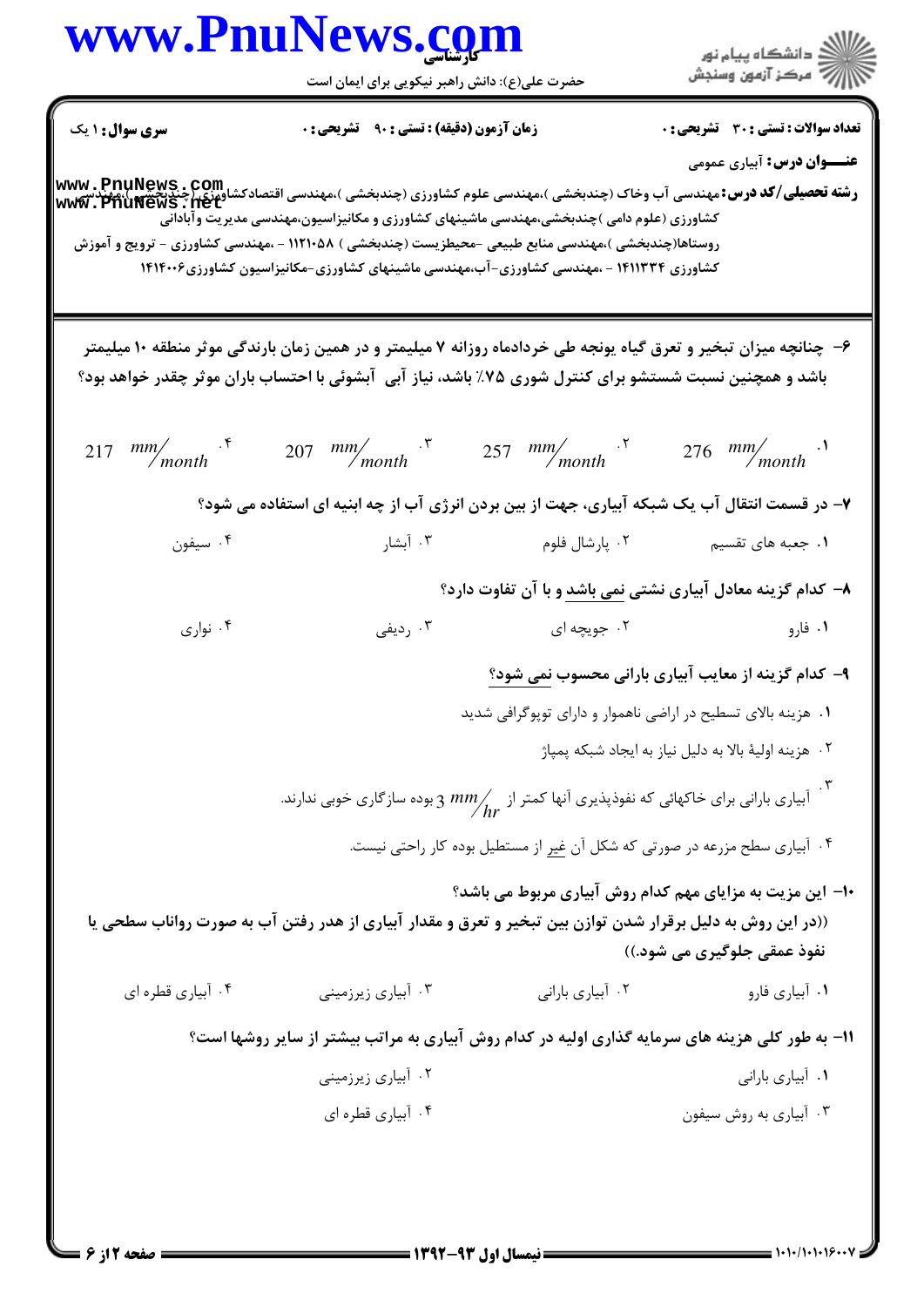**سری سوال:** ۱ یک

**زمان آزمون (دقیقه) : تستی : ۹۰ تشریحی : ۰**

**تعداد سوالات : تستی : ۳۰ تشریحی : ۰**

**عنـــوان درس:** آبیاری عمومی

**رشته تحصیلی/کد درس:** مهندسی آب وخاک (چندبخشی )،مهندسی علوم کشاورزی (چندبخشی )،مهندسی اقتصادکشاورزی(چندبخشی )،مهندسی کشاورزی (علوم دامی )چندبخشی،مهندسی ماشینهای کشاورزی و مکانیزاسیون،مهندسی مدیریت وآبادانی روستاها(چندبخشی )،مهندسی منابع طبیعی -محیطزیست (چندبخشی ) ۱۱۲۱۰۵۸ - ،مهندسی کشاورزی - ترویج و آموزش کشاورزی ۱۴۱۱۳۳۴ - ،مهندسی کشاورزی-آب،مهندسی ماشینهای کشاورزی-مکانیزاسیون کشاورزی۱۴۱۴۰۰۶

۶- چنانچه میزان تبخیر و تعرق گیاه یونجه طی خردادماه روزانه ۷ میلیمتر و در همین زمان بارندگی موثر منطقه ۱۰ میلیمتر باشد و همچنین نسبت شستشو برای کنترل شوری ۷۵٪ باشد، نیاز آبی آبشوئی با احتساب باران موثر چقدر خواهد بود؟

۱. $276 \ mm/month$

۲. $257 \ mm/month$

۳. $207 \ mm/month$

۴. $217 \ mm/month$

۷- در قسمت انتقال آب یک شبکه آبیاری، جهت از بین بردن انرژی آب از چه ابنیه ای استفاده می شود؟

۱. جعبه های تقسیم

۲. پارشال فلوم

۳. آبشار

۴. سیفون

۸- کدام گزینه معادل آبیاری نشتی نمی باشد و با آن تفاوت دارد؟

۱. فارو

۲. جویچه ای

۳. ردیفی

۴. نواری

۹- کدام گزینه از معایب آبیاری بارانی محسوب نمی شود؟

۱. هزینه بالای تسطیح در اراضی ناهموار و دارای توپوگرافی شدید

۲. هزینه اولیهٔ بالا به دلیل نیاز به ایجاد شبکه پمپاژ

۳. آبیاری بارانی برای خاکهائی که نفوذپذیری آنها کمتر از $3 \ mm/hr$ بوده سازگاری خوبی ندارند.

۴. آبیاری سطح مزرعه در صورتی که شکل آن غیر از مستطیل بوده کار راحتی نیست.

۱۰- این مزیت به مزایای مهم کدام روش آبیاری مربوط می باشد؟

((در این روش به دلیل برقرار شدن توازن بین تبخیر و تعرق و مقدار آبیاری از هدر رفتن آب به صورت رواناب سطحی یا نفوذ عمقی جلوگیری می شود.))

۱. آبیاری فارو

۲. آبیاری بارانی

۳. آبیاری زیرزمینی

۴. آبیاری قطره ای

۱۱- به طور کلی هزینه های سرمایه گذاری اولیه در کدام روش آبیاری به مراتب بیشتر از سایر روشها است؟

۱. آبیاری بارانی

۲. آبیاری زیرزمینی

۳. آبیاری به روش سیفون

۴. آبیاری قطره ای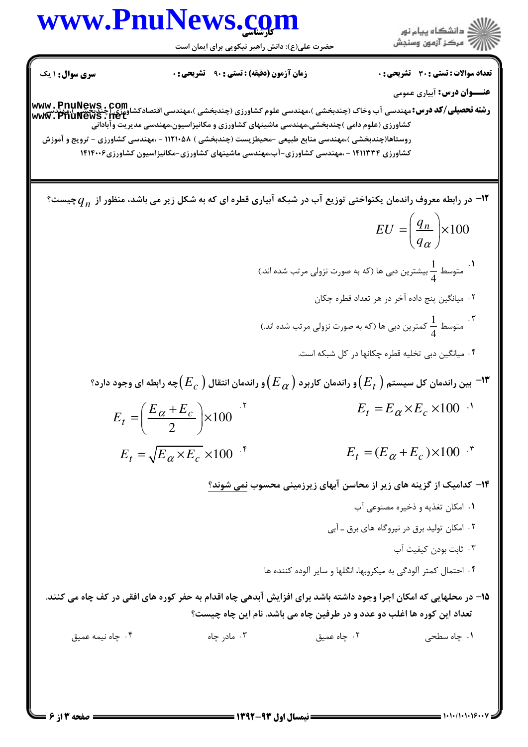**تعداد سوالات : تستی : ۳۰ تشریحی : ۰** **زمان آزمون (دقیقه) : تستی : ۹۰ تشریحی : ۰** **سری سوال : ۱ یک**

**عنـــوان درس :** آبیاری عمومی

**رشته تحصیلی/کد درس :** مهندسی آب وخاک (چندبخشی )،مهندسی علوم کشاورزی (چندبخشی )،مهندسی اقتصادکشاورزی(چندبخشی )،مهندسی کشاورزی (علوم دامی )چندبخشی،مهندسی ماشینهای کشاورزی و مکانیزاسیون،مهندسی مدیریت وآبادانی روستاها(چندبخشی )،مهندسی منابع طبیعی -محیط زیست (چندبخشی ) ۱۱۲۱۰۵۸ - ،مهندسی کشاورزی - ترویج و آموزش کشاورزی ۱۴۱۱۳۳۴ - ،مهندسی کشاورزی-آب،مهندسی ماشینهای کشاورزی-مکانیزاسیون کشاورزی۱۴۱۴۰۰۶

**۱۲- در رابطه معروف راندمان یکنواختی توزیع آب در شبکه آبیاری قطره ای که به شکل زیر می باشد، منظور از $q_n$ چیست؟**

$$EU = \left(\frac{q_n}{q_\alpha}\right) \times 100$$

۱. متوسط $\frac{1}{4}$ بیشترین دبی ها (که به صورت نزولی مرتب شده اند.)

۲. میانگین پنج داده آخر در هر تعداد قطره چکان

۳. متوسط $\frac{1}{4}$ کمترین دبی ها (که به صورت نزولی مرتب شده اند.)

۴. میانگین دبی تخلیه قطره چکانها در کل شبکه است.

**۱۳- بین راندمان کل سیستم ( $E_t$ ) و راندمان کاربرد ( $E_\alpha$ ) و راندمان انتقال ( $E_c$ ) چه رابطه ای وجود دارد؟**

۱. $E_t = E_\alpha \times E_c \times 100$

۲. $E_t = \left(\frac{E_\alpha + E_c}{2}\right) \times 100$

۳. $E_t = (E_\alpha + E_c) \times 100$

۴. $E_t = \sqrt{E_\alpha \times E_c} \times 100$

**۱۴- کدامیک از گزینه های زیر از محاسن آبهای زیرزمینی محسوب نمی شوند؟**

۱. امکان تغذیه و ذخیره مصنوعی آب

۲. امکان تولید برق در نیروگاه های برق ـ آبی

۳. ثابت بودن کیفیت آب

۴. احتمال کمتر آلودگی به میکروبها، انگلها و سایر آلوده کننده ها

**۱۵- در محلهایی که امکان اجرا وجود داشته باشد برای افزایش آبدهی چاه اقدام به حفر کوره های افقی در کف چاه می کنند. تعداد این کوره ها اغلب دو عدد و در طرفین چاه می باشد. نام این چاه چیست؟**

۱. چاه سطحی ۲. چاه عمیق ۳. مادر چاه ۴. چاه نیمه عمیق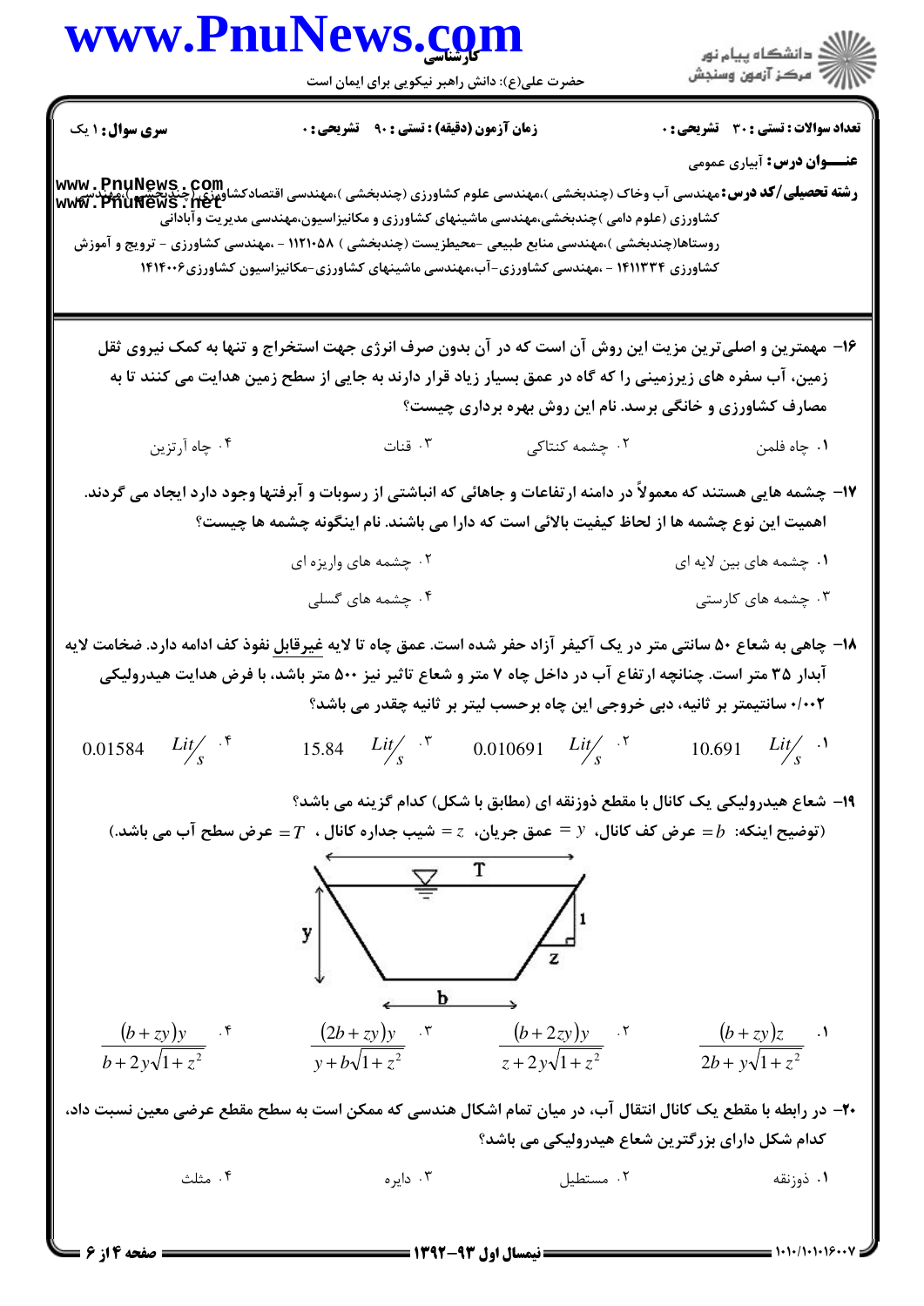**سری سوال:** ۱ یک | **زمان آزمون (دقیقه) : تستی :** ۹۰ **تشریحی :** ۰ | **تعداد سوالات : تستی :** ۳۰ **تشریحی :** ۰

**عنـــوان درس:** آبیاری عمومی

**رشته تحصیلی/کد درس:** مهندسی آب وخاک (چندبخشی )،مهندسی علوم کشاورزی (چندبخشی )،مهندسی اقتصادکشاورزی (چندبخشی )،مهندسی کشاورزی (علوم دامی )چندبخشی،مهندسی ماشینهای کشاورزی و مکانیزاسیون،مهندسی مدیریت وآبادانی روستاها(چندبخشی )،مهندسی منابع طبیعی -محیطزیست (چندبخشی ) ۱۱۲۱۰۵۸ - ،مهندسی کشاورزی - ترویج و آموزش کشاورزی ۱۴۱۱۳۳۴ - ،مهندسی کشاورزی-آب،مهندسی ماشینهای کشاورزی-مکانیزاسیون کشاورزی۱۴۱۴۰۰۶

---

۱۶- مهمترین و اصلی‌ترین مزیت این روش آن است که در آن بدون صرف انرژی جهت استخراج و تنها به کمک نیروی ثقل زمین، آب سفره های زیرزمینی را که گاه در عمق بسیار زیاد قرار دارند به جایی از سطح زمین هدایت می کنند تا به مصارف کشاورزی و خانگی برسد. نام این روش بهره برداری چیست؟

۱. چاه فلمن
۲. چشمه کنتاکی
۳. قنات
۴. چاه آرتزین

۱۷- چشمه هایی هستند که معمولاً در دامنه ارتفاعات و جاهائی که انباشتی از رسوبات و آبرفتها وجود دارد ایجاد می گردند. اهمیت این نوع چشمه ها از لحاظ کیفیت بالائی است که دارا می باشند. نام اینگونه چشمه ها چیست؟

۱. چشمه های بین لایه ای
۲. چشمه های واریزه ای
۳. چشمه های کارستی
۴. چشمه های گسلی

۱۸- چاهی به شعاع ۵۰ سانتی متر در یک آکیفر آزاد حفر شده است. عمق چاه تا لایه غیرقابل نفوذ کف ادامه دارد. ضخامت لایه آبدار ۳۵ متر است. چنانچه ارتفاع آب در داخل چاه ۷ متر و شعاع تاثیر نیز ۵۰۰ متر باشد، با فرض هدایت هیدرولیکی ۰/۰۰۲ سانتیمتر بر ثانیه، دبی خروجی این چاه برحسب لیتر بر ثانیه چقدر می باشد؟

۱. $10.691 \quad Lit/_s$
۲. $0.010691 \quad Lit/_s$
۳. $15.84 \quad Lit/_s$
۴. $0.01584 \quad Lit/_s$

۱۹- شعاع هیدرولیکی یک کانال با مقطع ذوزنقه ای (مطابق با شکل) کدام گزینه می باشد؟

(توضیح اینکه: $b$ = عرض کف کانال، $y$ = عمق جریان، $z$ = شیب جداره کانال ، $T$ = عرض سطح آب می باشد.)

۱. $\dfrac{(b+zy)z}{2b+y\sqrt{1+z^2}}$
۲. $\dfrac{(b+2zy)y}{z+2y\sqrt{1+z^2}}$
۳. $\dfrac{(2b+zy)y}{y+b\sqrt{1+z^2}}$
۴. $\dfrac{(b+zy)y}{b+2y\sqrt{1+z^2}}$

۲۰- در رابطه با مقطع یک کانال انتقال آب، در میان تمام اشکال هندسی که ممکن است به سطح مقطع عرضی معین نسبت داد، کدام شکل دارای بزرگترین شعاع هیدرولیکی می باشد؟

۱. ذوزنقه
۲. مستطیل
۳. دایره
۴. مثلث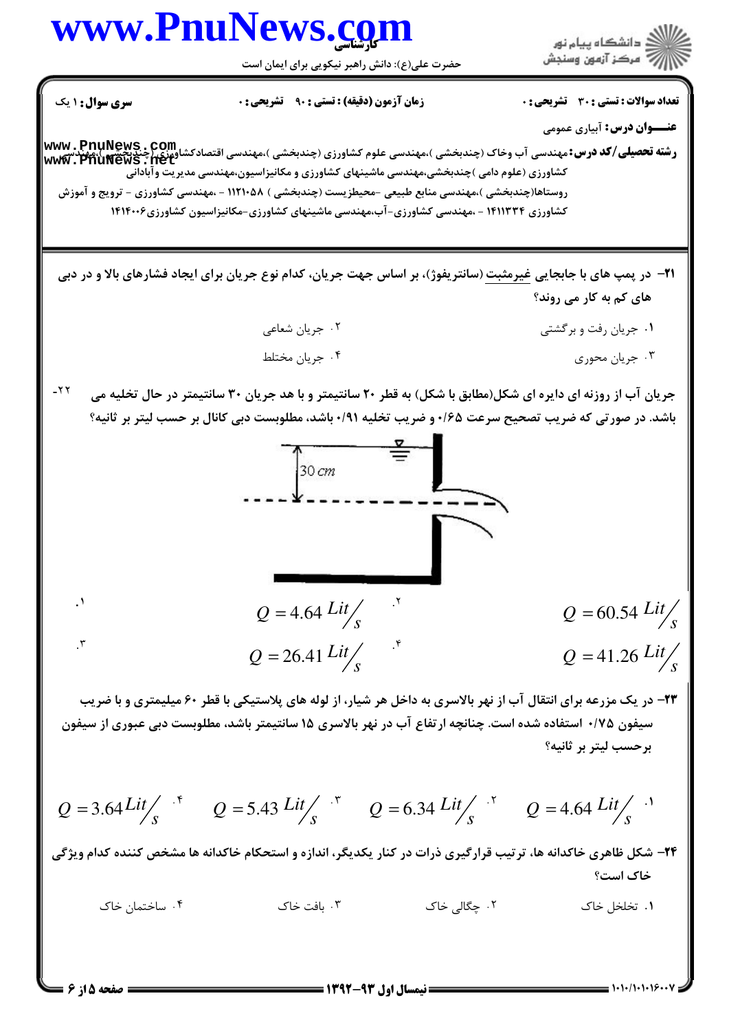**تعداد سوالات: تستی: ۳۰ تشریحی: ۰** | **زمان آزمون (دقیقه): تستی: ۹۰ تشریحی: ۰** | **سری سوال: ۱ یک**

**عنـــوان درس:** آبیاری عمومی

**رشته تحصیلی/کد درس:** مهندسی آب وخاک (چندبخشی )،مهندسی علوم کشاورزی (چندبخشی )،مهندسی اقتصادکشاورزی (چندبخشی )،مهندسی کشاورزی (علوم دامی )چندبخشی،مهندسی ماشینهای کشاورزی و مکانیزاسیون،مهندسی مدیریت وآبادانی روستاها(چندبخشی )،مهندسی منابع طبیعی -محیط‌زیست (چندبخشی ) ۱۱۲۱۰۵۸ - ،مهندسی کشاورزی - ترویج و آموزش کشاورزی ۱۴۱۱۳۳۴ - ،مهندسی کشاورزی-آب،مهندسی ماشینهای کشاورزی-مکانیزاسیون کشاورزی۱۴۱۴۰۰۶

---

**۲۱-** در پمپ های با جابجایی غیرمثبت (سانتریفوژ)، بر اساس جهت جریان، کدام نوع جریان برای ایجاد فشارهای بالا و در دبی های کم به کار می روند؟

۱. جریان رفت و برگشتی

۲. جریان شعاعی

۳. جریان محوری

۴. جریان مختلط

**۲۲-** جریان آب از روزنه ای دایره ای شکل(مطابق با شکل) به قطر ۲۰ سانتیمتر و با هد جریان ۳۰ سانتیمتر در حال تخلیه می باشد. در صورتی که ضریب تصحیح سرعت ۰/۶۵ و ضریب تخلیه ۰/۹۱ باشد، مطلوبست دبی کانال بر حسب لیتر بر ثانیه؟

30 cm

۱. $Q = 60.54 \ Lit/s$

۲. $Q = 4.64 \ Lit/s$

۳. $Q = 41.26 \ Lit/s$

۴. $Q = 26.41 \ Lit/s$

**۲۳-** در یک مزرعه برای انتقال آب از نهر بالاسری به داخل هر شیار، از لوله های پلاستیکی با قطر ۶۰ میلیمتری و با ضریب سیفون ۰/۷۵ استفاده شده است. چنانچه ارتفاع آب در نهر بالاسری ۱۵ سانتیمتر باشد، مطلوبست دبی عبوری از سیفون برحسب لیتر بر ثانیه؟

۱. $Q = 4.64 \ Lit/s$

۲. $Q = 6.34 \ Lit/s$

۳. $Q = 5.43 \ Lit/s$

۴. $Q = 3.64 \ Lit/s$

**۲۴-** شکل ظاهری خاکدانه ها، ترتیب قرارگیری ذرات در کنار یکدیگر، اندازه و استحکام خاکدانه ها مشخص کننده کدام ویژگی خاک است؟

۱. تخلخل خاک

۲. چگالی خاک

۳. بافت خاک

۴. ساختمان خاک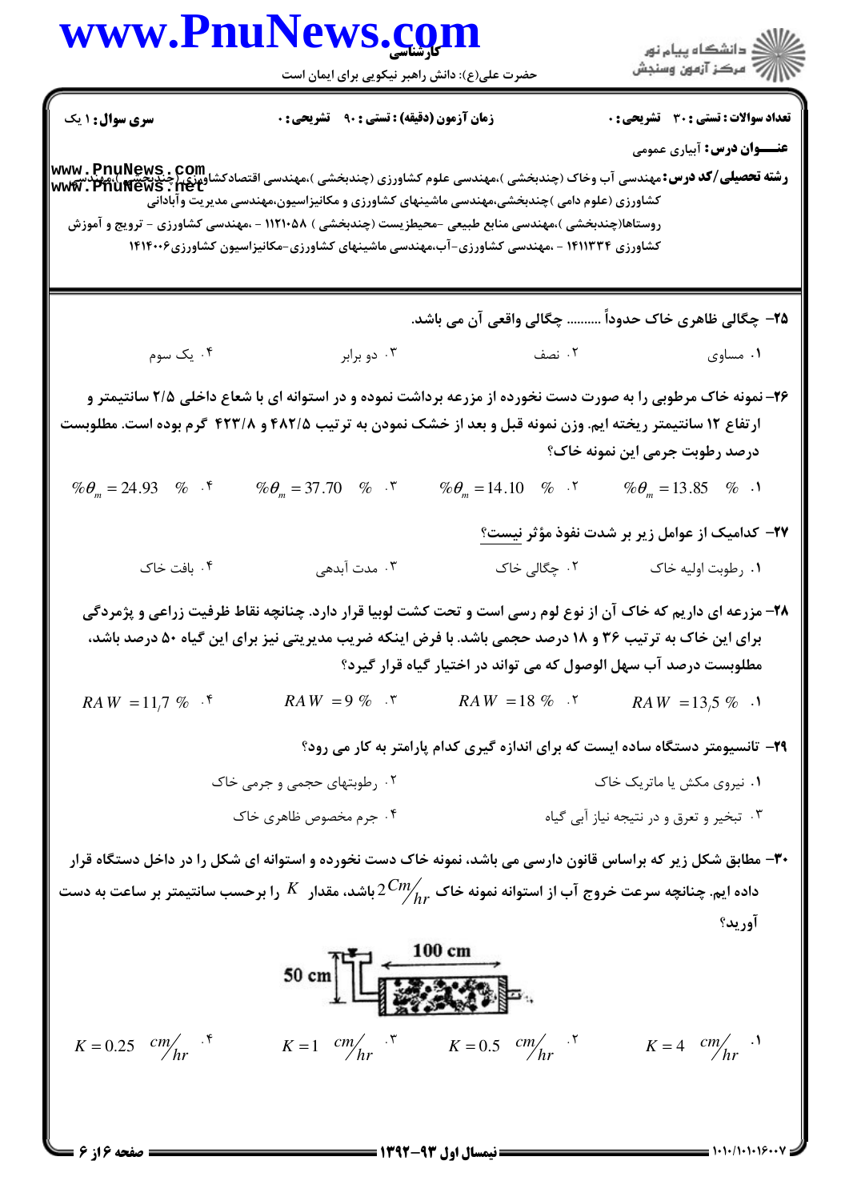**تعداد سوالات : تستی : ۳۰ تشریحی : ۰** | **زمان آزمون (دقیقه) : تستی : ۹۰ تشریحی : ۰** | **سری سوال : ۱ یک**

**عنـــوان درس:** آبیاری عمومی

**رشته تحصیلی/کد درس:** مهندسی آب وخاک (چندبخشی )،مهندسی علوم کشاورزی (چندبخشی )،مهندسی اقتصادکشاورزی(چندبخشی )،مهندسی کشاورزی (علوم دامی )چندبخشی،مهندسی ماشینهای کشاورزی و مکانیزاسیون،مهندسی مدیریت وآبادانی روستاها(چندبخشی )،مهندسی منابع طبیعی -محیطزیست (چندبخشی ) ۱۱۲۱۰۵۸ - ،مهندسی کشاورزی - ترویج و آموزش کشاورزی ۱۴۱۱۳۳۴ - ،مهندسی کشاورزی-آب،مهندسی ماشینهای کشاورزی-مکانیزاسیون کشاورزی۱۴۱۴۰۰۶

**۲۵- چگالی ظاهری خاک حدوداً .......... چگالی واقعی آن می باشد.**

۱. مساوی
۲. نصف
۳. دو برابر
۴. یک سوم

**۲۶- نمونه خاک مرطوبی را به صورت دست نخورده از مزرعه برداشت نموده و در استوانه ای با شعاع داخلی ۲/۵ سانتیمتر و ارتفاع ۱۲ سانتیمتر ریخته ایم. وزن نمونه قبل و بعد از خشک نمودن به ترتیب ۴۸۲/۵ و ۴۲۳/۸ گرم بوده است. مطلوبست درصد رطوبت جرمی این نمونه خاک؟**

۱. $\%\theta_m = 13.85 \ \%$
۲. $\%\theta_m = 14.10 \ \%$
۳. $\%\theta_m = 37.70 \ \%$
۴. $\%\theta_m = 24.93 \ \%$

**۲۷- کدامیک از عوامل زیر بر شدت نفوذ مؤثر نیست؟**

۱. رطوبت اولیه خاک
۲. چگالی خاک
۳. مدت آبدهی
۴. بافت خاک

**۲۸- مزرعه ای داریم که خاک آن از نوع لوم رسی است و تحت کشت لوبیا قرار دارد. چنانچه نقاط ظرفیت زراعی و پژمردگی برای این خاک به ترتیب ۳۶ و ۱۸ درصد حجمی باشد. با فرض اینکه ضریب مدیریتی نیز برای این گیاه ۵۰ درصد باشد، مطلوبست درصد آب سهل الوصول که می تواند در اختیار گیاه قرار گیرد؟**

۱. $RAW = 13.5\ \%$
۲. $RAW = 18\ \%$
۳. $RAW = 9\ \%$
۴. $RAW = 11.7\ \%$

**۲۹- تانسیومتر دستگاه ساده ایست که برای اندازه گیری کدام پارامتر به کار می رود؟**

۱. نیروی مکش یا ماتریک خاک
۲. رطوبتهای حجمی و جرمی خاک
۳. تبخیر و تعرق و در نتیجه نیاز آبی گیاه
۴. جرم مخصوص ظاهری خاک

**۳۰- مطابق شکل زیر که براساس قانون دارسی می باشد، نمونه خاک دست نخورده و استوانه ای شکل را در داخل دستگاه قرار داده ایم. چنانچه سرعت خروج آب از استوانه نمونه خاک $2\,Cm/_{hr}$ باشد، مقدار $K$ را برحسب سانتیمتر بر ساعت به دست آورید؟**

50 cm

100 cm

۱. $K = 4 \ \ cm/_{hr}$
۲. $K = 0.5 \ \ cm/_{hr}$
۳. $K = 1 \ \ cm/_{hr}$
۴. $K = 0.25 \ \ cm/_{hr}$